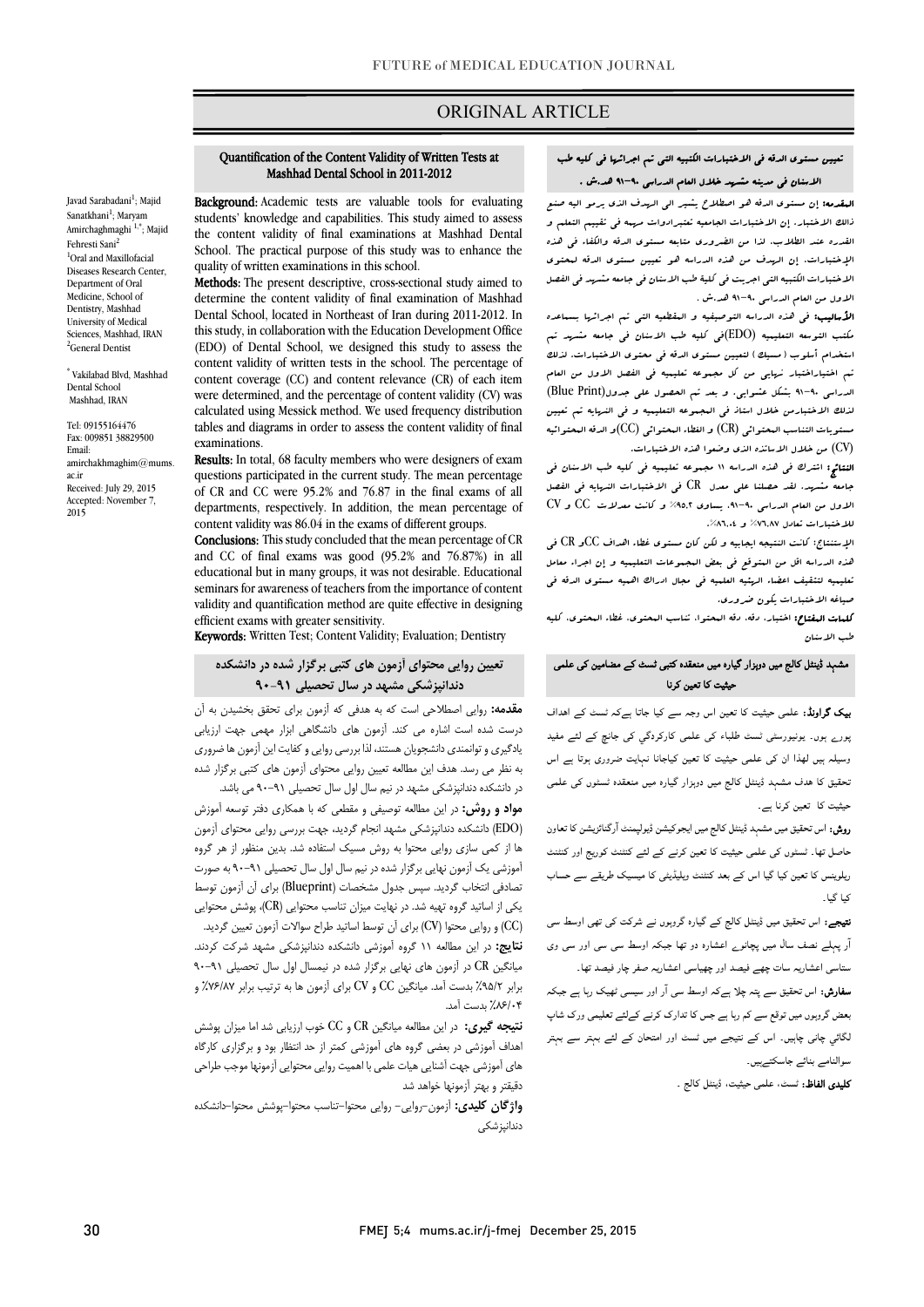ORIGINAL ARTICLE

# Quantification of the Content Validity of Written Tests at Mashhad Dental School in 2011-2012

Javad Sarabadani[1]; Majid Sanatkhani[1]; Maryam Amirchaghmaghi [1,*]; Majid Fehresti Sani[2]

[1]Oral and Maxillofacial Diseases Research Center, Department of Oral Medicine, School of Dentistry, Mashhad University of Medical Sciences, Mashhad, IRAN

[2]General Dentist

* Vakilabad Blvd, Mashhad Dental School Mashhad, IRAN

Tel: 09155164476
Fax: 009851 38829500
Email: amirchakhmaghim@mums.ac.ir
Received: July 29, 2015
Accepted: November 7, 2015

**Background:** Academic tests are valuable tools for evaluating students' knowledge and capabilities. This study aimed to assess the content validity of final examinations at Mashhad Dental School. The practical purpose of this study was to enhance the quality of written examinations in this school.

**Methods:** The present descriptive, cross-sectional study aimed to determine the content validity of final examination of Mashhad Dental School, located in Northeast of Iran during 2011-2012. In this study, in collaboration with the Education Development Office (EDO) of Dental School, we designed this study to assess the content validity of written tests in the school. The percentage of content coverage (CC) and content relevance (CR) of each item were determined, and the percentage of content validity (CV) was calculated using Messick method. We used frequency distribution tables and diagrams in order to assess the content validity of final examinations.

**Results:** In total, 68 faculty members who were designers of exam questions participated in the current study. The mean percentage of CR and CC were 95.2% and 76.87 in the final exams of all departments, respectively. In addition, the mean percentage of content validity was 86.04 in the exams of different groups.

**Conclusions:** This study concluded that the mean percentage of CR and CC of final exams was good (95.2% and 76.87%) in all educational but in many groups, it was not desirable. Educational seminars for awareness of teachers from the importance of content validity and quantification method are quite effective in designing efficient exams with greater sensitivity.

**Keywords:** Written Test; Content Validity; Evaluation; Dentistry

## تعیین روایی محتوای آزمون های کتبی برگزار شده در دانشکده دندانپزشکی مشهد در سال تحصیلی ۹۱-۹۰

**مقدمه:** روایی اصطلاحی است که به هدفی که آزمون برای تحقق بخشیدن به آن درست شده است اشاره می کند. آزمون های دانشگاهی ابزار مهمی جهت ارزیابی یادگیری و توانمندی دانشجویان هستند، لذا بررسی روایی و کفایت این آزمون ها ضروری به نظر می رسد. هدف این مطالعه تعیین روایی محتوای آزمون های کتبی برگزار شده در دانشکده دندانپزشکی مشهد در نیم سال اول سال تحصیلی ۹۱-۹۰ می باشد.

**مواد و روش:** در این مطالعه توصیفی و مقطعی که با همکاری دفتر توسعه آموزش (EDO) دانشکده دندانپزشکی مشهد انجام گردید، جهت بررسی روایی محتوای آزمون ها از کمی سازی روایی محتوا به روش مسیک استفاده شد. بدین منظور از هر گروه آموزشی یک آزمون نهایی برگزار شده در نیم سال اول سال تحصیلی ۹۱-۹۰ به صورت تصادفی انتخاب گردید. سپس جدول مشخصات (Blueprint) برای آن آزمون توسط یکی از اساتید گروه تهیه شد. در نهایت میزان تناسب محتوایی (CR)، پوشش محتوایی (CC) و روایی محتوا (CV) برای آن توسط اساتید طراح سوالات آزمون تعیین گردید.

**نتایج:** در این مطالعه ۱۱ گروه آموزشی دانشکده دندانپزشکی مشهد شرکت کردند. میانگین CR در آزمون های نهایی برگزار شده در نیمسال اول سال تحصیلی ۹۱-۹۰ برابر ۹۵/۲٪ بدست آمد. میانگین CC و CV برای آزمون ها به ترتیب برابر ۷۶/۸۷٪ و ۸۶/۰۴٪ بدست آمد.

**نتیجه گیری:** در این مطالعه میانگین CR و CC خوب ارزیابی شد اما میزان پوشش اهداف آموزشی در بعضی گروه های آموزشی کمتر از حد انتظار بود و برگزاری کارگاه های آموزشی جهت آشنایی هیات علمی با اهمیت روایی محتوایی آزمونها موجب طراحی دقیقتر و بهتر آزمونها خواهد شد

**واژگان کلیدی:** آزمون-روایی- روایی محتوا-تناسب محتوا-پوشش محتوا-دانشکده دندانپزشکی

## تعيين مستوى الدقه فى الاختبارات الكتبيه التى تم اجرائها فى كليه طب الاسنان فى مدينه مشهد خلال العام الدراسى ٩٠-٩١ هد.ش .

**المقدمه:** إن مستوى الدقه هو اصطلاح يشير الى الهدف الذى يرمو اليه صنع ذالك الاختبار. إن الاختبارات الجامعيه تعتبرادوات مهمه فى تقييم التعلم و القدره عند الطلاب. لذا من الضرورى متابعه مستوى الدقه والكفاء فى هذه الإختبارات. إن الهدف من هذه الدراسه هو تعيين مستوى الدقه لمحتوى الاختبارات الكتبيه التى اجريت فى كلية طب الاسنان فى جامعه مشهد فى الفصل الاول من العام الدراسى ٩٠-٩١ هد.ش .

**الأساليب:** فى هذه الدراسه التوصيفيه و المقطعيه التى تم اجرائها بمساعده مكتب التوسعه التعليميه (EDO)فى كليه طب الاسنان فى جامعه مشهد تم استخدام أسلوب ( مسيك ) لتعيين مستوى الدقه فى محتوى الاختبارات. لذالك تم اختياراختبار نهايى من كل مجموعه تعليميه فى الفصل الاول من العام الدراسى ٩٠-٩١ بشكل عشوايى. و بعد تم الحصول على جدول(Blue Print) لذالك الاختبارمن خلال استاذ فى المجموعه التعليميه و فى النهايه تم تعيين مستويات التناسب المحتوائى (CR) و الغطاء المحتوائى (CC)و الدقه المحتوائيه (CV) من خلال الاساتذه الذى وضعوا هذه الاختبارات.

**النتائج:** اشترك فى هذه الدراسه ١١ مجموعه تعليميه فى كليه طب الاسنان فى جامعه مشهد. لقد حصلنا على معدل CR فى الاختبارات النهايه فى الفصل الاول من العام الدراسى ٩٠-٩١. يساوى ٩٥،٢٪ و كانت معدلات CC و CV للاختبارات تعادل ٧٦،٨٧٪ و ٨٦،٠٤٪.

**الإستنتاج:** كانت النتيجه ايجابيه و لكن كان مستوى غطاء اهداف CCو CR فى هذه الدراسه اقل من المتوقع فى بعض المجموعات التعليميه و إن اجراء معامل تعليميه لتثقيف اعضاء الهيئه العلميه فى مجال ادراك اهميه مستوى الدقه فى صياغه الاختبارات يكون ضرورى.

**كلمات المفتاح:** اختبار، دقه، دقه المحتوا، تناسب المحتوى، غطاء المحتوى، كليه طب الاسنان

## مشہد ڈینٹل کالج میں دوہزار گیارہ میں منعقدہ کتبی ٹسٹ کے مضامین کی علمی حیثیت کا تعین کرنا

**بیک گراونڈ:** علمی حیثیت کا تعین اس وجہ سے کیا جاتا ہےکہ ٹسٹ کے اہداف پورے ہوں۔ یونیورسٹی ٹسٹ طلباء کی علمی کارکردگي کی جانچ کے لئے مفید وسیلہ ہیں لھذا ان کی علمی حیثیت کا تعین کیاجانا نہایت ضروری ہوتا ہے اس تحقیق کا ھدف مشہد ڈینٹل کالج میں دوہزار گیارہ میں منعقدہ ٹسٹوں کی علمی حیثیت کا تعین کرنا ہے۔

**روش:** اس تحقیق میں مشہد ڈینٹل کالج میں ایجوکیشن ڈیولپمنٹ آرگنائزیشن کا تعاون حاصل تھا۔ ٹسٹوں کی علمی حیثیت کا تعین کرنے کے لئے کنٹنٹ کوریج اور کنٹنٹ ریلوینس کا تعین کیا گیا اس کے بعد کنٹنٹ ویلڈیٹی کا میسیک طریقے سے حساب کیا گیا۔

**نتیجے:** اس تحقیق میں ڈینٹل کالج کے گیارہ گروہوں نے شرکت کی تھی اوسط سی آر پہلے نصف سال میں پچانوے اعشاریہ دو تھا جبکہ اوسط سی سی اور سی وی ستاسی اعشاریہ سات چھے فیصد اور چھیاسی اعشاریہ صفر چار فیصد تھا۔

**سفارش:** اس تحقیق سے پتہ چلا ہےکہ اوسط سی آر اور سیسی ٹھیک رہا ہے جبکہ بعض گروہوں میں توقع سے کم رہا ہے جس کا تدارک کرنے کےلئے تعلیمی ورک شاپ لگائي جانی چاہیں۔ اس کے نتیجے میں ٹسٹ اور امتحان کے لئے بہتر سے بہتر سوالنامے بنائے جاسکتےہیں۔

**کلیدی الفاظ:** ٹسٹ، علمی حیثیت، ڈینٹل کالج ۔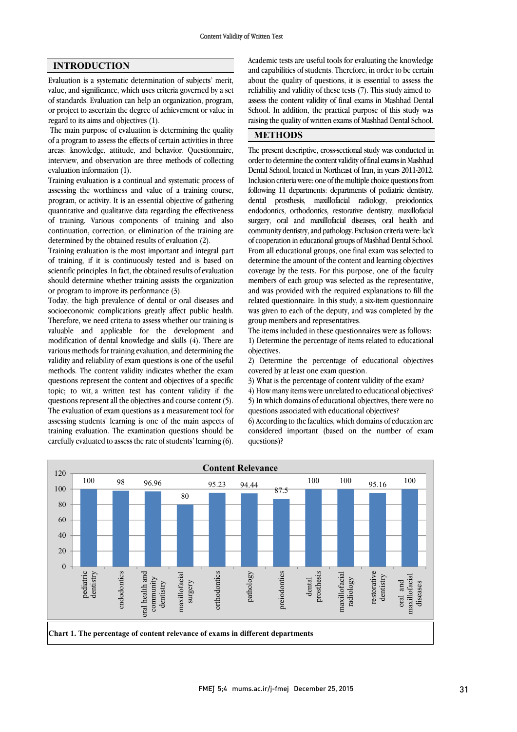## INTRODUCTION

Evaluation is a systematic determination of subjects' merit, value, and significance, which uses criteria governed by a set of standards. Evaluation can help an organization, program, or project to ascertain the degree of achievement or value in regard to its aims and objectives (1).

The main purpose of evaluation is determining the quality of a program to assess the effects of certain activities in three areas: knowledge, attitude, and behavior. Questionnaire, interview, and observation are three methods of collecting evaluation information (1).

Training evaluation is a continual and systematic process of assessing the worthiness and value of a training course, program, or activity. It is an essential objective of gathering quantitative and qualitative data regarding the effectiveness of training. Various components of training and also continuation, correction, or elimination of the training are determined by the obtained results of evaluation (2).

Training evaluation is the most important and integral part of training, if it is continuously tested and is based on scientific principles. In fact, the obtained results of evaluation should determine whether training assists the organization or program to improve its performance (3).

Today, the high prevalence of dental or oral diseases and socioeconomic complications greatly affect public health. Therefore, we need criteria to assess whether our training is valuable and applicable for the development and modification of dental knowledge and skills (4). There are various methods for training evaluation, and determining the validity and reliability of exam questions is one of the useful methods. The content validity indicates whether the exam questions represent the content and objectives of a specific topic; to wit, a written test has content validity if the questions represent all the objectives and course content (5). The evaluation of exam questions as a measurement tool for assessing students' learning is one of the main aspects of training evaluation. The examination questions should be carefully evaluated to assess the rate of students' learning (6).

Academic tests are useful tools for evaluating the knowledge and capabilities of students. Therefore, in order to be certain about the quality of questions, it is essential to assess the reliability and validity of these tests (7). This study aimed to assess the content validity of final exams in Mashhad Dental School. In addition, the practical purpose of this study was raising the quality of written exams of Mashhad Dental School.

## METHODS

The present descriptive, cross-sectional study was conducted in order to determine the content validity of final exams in Mashhad Dental School, located in Northeast of Iran, in years 2011-2012. Inclusion criteria were: one of the multiple choice questions from following 11 departments: departments of pediatric dentistry, dental prosthesis, maxillofacial radiology, preiodontics, endodontics, orthodontics, restorative dentistry, maxillofacial surgery, oral and maxillofacial diseases, oral health and community dentistry, and pathology. Exclusion criteria were: lack of cooperation in educational groups of Mashhad Dental School. From all educational groups, one final exam was selected to determine the amount of the content and learning objectives coverage by the tests. For this purpose, one of the faculty members of each group was selected as the representative, and was provided with the required explanations to fill the related questionnaire. In this study, a six-item questionnaire was given to each of the deputy, and was completed by the group members and representatives.

The items included in these questionnaires were as follows:

1) Determine the percentage of items related to educational objectives.

2) Determine the percentage of educational objectives covered by at least one exam question.

3) What is the percentage of content validity of the exam?

4) How many items were unrelated to educational objectives?

5) In which domains of educational objectives, there were no questions associated with educational objectives?

6) According to the faculties, which domains of education are considered important (based on the number of exam questions)?

**Content Relevance**

| Department | Content relevance (%) |
|---|---|
| pediatric dentistry | 100 |
| endodontics | 98 |
| oral health and community dentistry | 96.96 |
| maxillofacial surgery | 80 |
| orthodontics | 95.23 |
| pathology | 94.44 |
| preiodontics | 87.5 |
| dental prosthesis | 100 |
| maxillofacial radiology | 100 |
| restorative dentistry | 95.16 |
| oral and maxillofacial diseases | 100 |

**Chart 1. The percentage of content relevance of exams in different departments**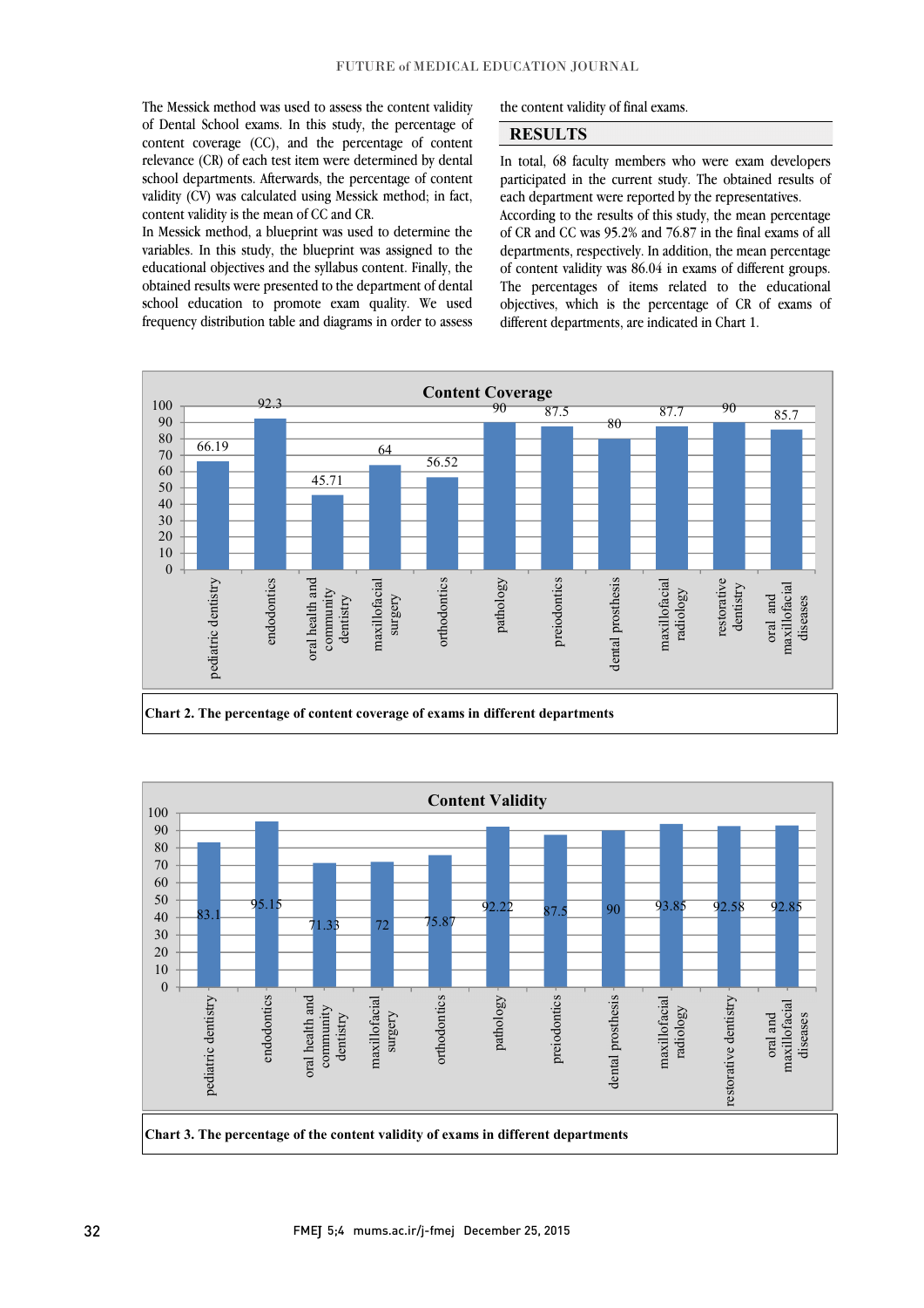The Messick method was used to assess the content validity of Dental School exams. In this study, the percentage of content coverage (CC), and the percentage of content relevance (CR) of each test item were determined by dental school departments. Afterwards, the percentage of content validity (CV) was calculated using Messick method; in fact, content validity is the mean of CC and CR.

In Messick method, a blueprint was used to determine the variables. In this study, the blueprint was assigned to the educational objectives and the syllabus content. Finally, the obtained results were presented to the department of dental school education to promote exam quality. We used frequency distribution table and diagrams in order to assess the content validity of final exams.

## RESULTS

In total, 68 faculty members who were exam developers participated in the current study. The obtained results of each department were reported by the representatives.

According to the results of this study, the mean percentage of CR and CC was 95.2% and 76.87 in the final exams of all departments, respectively. In addition, the mean percentage of content validity was 86.04 in exams of different groups. The percentages of items related to the educational objectives, which is the percentage of CR of exams of different departments, are indicated in Chart 1.

**Content Coverage**

| Department | Content Coverage (%) |
|---|---|
| pediatric dentistry | 66.19 |
| endodontics | 92.3 |
| oral health and community dentistry | 45.71 |
| maxillofacial surgery | 64 |
| orthodontics | 56.52 |
| pathology | 90 |
| preiodontics | 87.5 |
| dental prosthesis | 80 |
| maxillofacial radiology | 87.7 |
| restorative dentistry | 90 |
| oral and maxillofacial diseases | 85.7 |

**Chart 2. The percentage of content coverage of exams in different departments**

**Content Validity**

| Department | Content Validity (%) |
|---|---|
| pediatric dentistry | 83.1 |
| endodontics | 95.15 |
| oral health and community dentistry | 71.33 |
| maxillofacial surgery | 72 |
| orthodontics | 75.87 |
| pathology | 92.22 |
| preiodontics | 87.5 |
| dental prosthesis | 90 |
| maxillofacial radiology | 93.85 |
| restorative dentistry | 92.58 |
| oral and maxillofacial diseases | 92.85 |

**Chart 3. The percentage of the content validity of exams in different departments**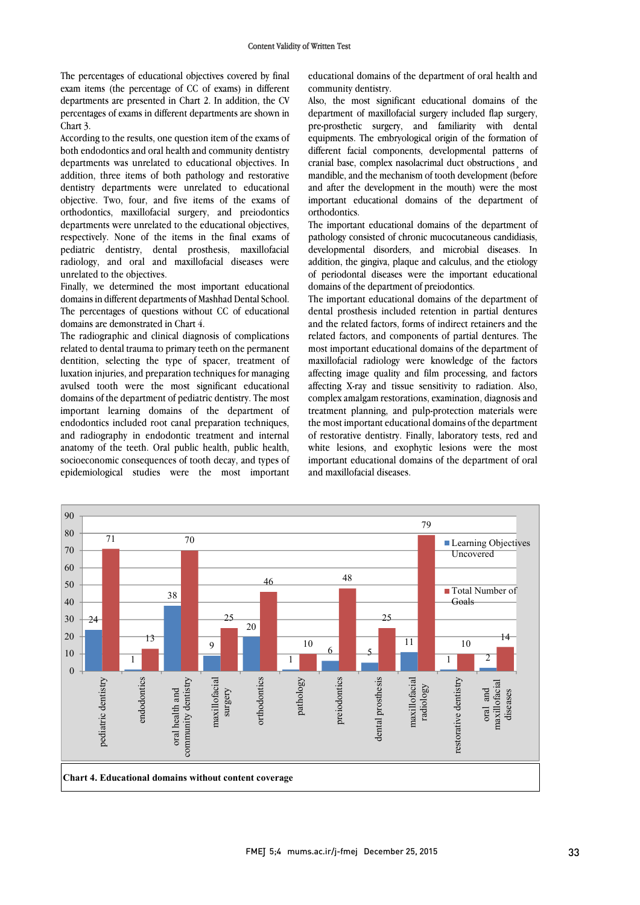The percentages of educational objectives covered by final exam items (the percentage of CC of exams) in different departments are presented in Chart 2. In addition, the CV percentages of exams in different departments are shown in Chart 3.

According to the results, one question item of the exams of both endodontics and oral health and community dentistry departments was unrelated to educational objectives. In addition, three items of both pathology and restorative dentistry departments were unrelated to educational objective. Two, four, and five items of the exams of orthodontics, maxillofacial surgery, and preiodontics departments were unrelated to the educational objectives, respectively. None of the items in the final exams of pediatric dentistry, dental prosthesis, maxillofacial radiology, and oral and maxillofacial diseases were unrelated to the objectives.

Finally, we determined the most important educational domains in different departments of Mashhad Dental School. The percentages of questions without CC of educational domains are demonstrated in Chart 4.

The radiographic and clinical diagnosis of complications related to dental trauma to primary teeth on the permanent dentition, selecting the type of spacer, treatment of luxation injuries, and preparation techniques for managing avulsed tooth were the most significant educational domains of the department of pediatric dentistry. The most important learning domains of the department of endodontics included root canal preparation techniques, and radiography in endodontic treatment and internal anatomy of the teeth. Oral public health, public health, socioeconomic consequences of tooth decay, and types of epidemiological studies were the most important educational domains of the department of oral health and community dentistry.

Also, the most significant educational domains of the department of maxillofacial surgery included flap surgery, pre-prosthetic surgery, and familiarity with dental equipments. The embryological origin of the formation of different facial components, developmental patterns of cranial base, complex nasolacrimal duct obstructions¸ and mandible, and the mechanism of tooth development (before and after the development in the mouth) were the most important educational domains of the department of orthodontics.

The important educational domains of the department of pathology consisted of chronic mucocutaneous candidiasis, developmental disorders, and microbial diseases. In addition, the gingiva, plaque and calculus, and the etiology of periodontal diseases were the important educational domains of the department of preiodontics.

The important educational domains of the department of dental prosthesis included retention in partial dentures and the related factors, forms of indirect retainers and the related factors, and components of partial dentures. The most important educational domains of the department of maxillofacial radiology were knowledge of the factors affecting image quality and film processing, and factors affecting X-ray and tissue sensitivity to radiation. Also, complex amalgam restorations, examination, diagnosis and treatment planning, and pulp-protection materials were the most important educational domains of the department of restorative dentistry. Finally, laboratory tests, red and white lesions, and exophytic lesions were the most important educational domains of the department of oral and maxillofacial diseases.

| Department | Learning Objectives Uncovered | Total Number of Goals |
| --- | --- | --- |
| pediatric dentistry | 24 | 71 |
| endodontics | 1 | 13 |
| oral health and community dentistry | 38 | 70 |
| maxillofacial surgery | 9 | 25 |
| orthodontics | 20 | 46 |
| pathology | 1 | 10 |
| preiodontics | 6 | 48 |
| dental prosthesis | 5 | 25 |
| maxillofacial radiology | 11 | 79 |
| restorative dentistry | 1 | 10 |
| oral and maxillofacial diseases | 2 | 14 |

**Chart 4. Educational domains without content coverage**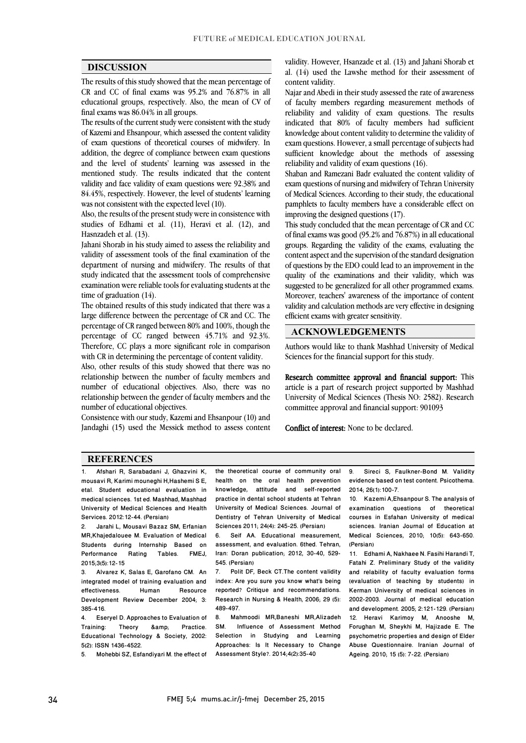## DISCUSSION

The results of this study showed that the mean percentage of CR and CC of final exams was 95.2% and 76.87% in all educational groups, respectively. Also, the mean of CV of final exams was 86.04% in all groups.

The results of the current study were consistent with the study of Kazemi and Ehsanpour, which assessed the content validity of exam questions of theoretical courses of midwifery. In addition, the degree of compliance between exam questions and the level of students' learning was assessed in the mentioned study. The results indicated that the content validity and face validity of exam questions were 92.38% and 84.45%, respectively. However, the level of students' learning was not consistent with the expected level (10).

Also, the results of the present study were in consistence with studies of Edhami et al. (11), Heravi et al. (12), and Hasnzadeh et al. (13).

Jahani Shorab in his study aimed to assess the reliability and validity of assessment tools of the final examination of the department of nursing and midwifery. The results of that study indicated that the assessment tools of comprehensive examination were reliable tools for evaluating students at the time of graduation (14).

The obtained results of this study indicated that there was a large difference between the percentage of CR and CC. The percentage of CR ranged between 80% and 100%, though the percentage of CC ranged between 45.71% and 92.3%. Therefore, CC plays a more significant role in comparison with CR in determining the percentage of content validity.

Also, other results of this study showed that there was no relationship between the number of faculty members and number of educational objectives. Also, there was no relationship between the gender of faculty members and the number of educational objectives.

Consistence with our study, Kazemi and Ehsanpour (10) and Jandaghi (15) used the Messick method to assess content validity. However, Hsanzade et al. (13) and Jahani Shorab et al. (14) used the Lawshe method for their assessment of content validity.

Najar and Abedi in their study assessed the rate of awareness of faculty members regarding measurement methods of reliability and validity of exam questions. The results indicated that 80% of faculty members had sufficient knowledge about content validity to determine the validity of exam questions. However, a small percentage of subjects had sufficient knowledge about the methods of assessing reliability and validity of exam questions (16).

Shaban and Ramezani Badr evaluated the content validity of exam questions of nursing and midwifery of Tehran University of Medical Sciences. According to their study, the educational pamphlets to faculty members have a considerable effect on improving the designed questions (17).

This study concluded that the mean percentage of CR and CC of final exams was good (95.2% and 76.87%) in all educational groups. Regarding the validity of the exams, evaluating the content aspect and the supervision of the standard designation of questions by the EDO could lead to an improvement in the quality of the examinations and their validity, which was suggested to be generalized for all other programmed exams. Moreover, teachers' awareness of the importance of content validity and calculation methods are very effective in designing efficient exams with greater sensitivity.

## ACKNOWLEDGEMENTS

Authors would like to thank Mashhad University of Medical Sciences for the financial support for this study.

**Research committee approval and financial support:** This article is a part of research project supported by Mashhad University of Medical Sciences (Thesis NO: 2582). Research committee approval and financial support: 901093

**Conflict of interest:** None to be declared.

## REFERENCES

1. Afshari R, Sarabadani J, Ghazvini K, mousavi R, Karimi mouneghi H,Hashemi S E, etal. Student educational evaluation in medical sciences. 1st ed. Mashhad, Mashhad University of Medical Sciences and Health Services. 2012:12-44. (Persian)
2. Jarahi L, Mousavi Bazaz SM, Erfanian MR,Khajedalouee M. Evaluation of Medical Students during Internship Based on Performance Rating Tables. FMEJ, 2015;3(5):12-15
3. Alvarez K, Salas E, Garofano CM. An integrated model of training evaluation and effectiveness. Human Resource Development Review December 2004; 3: 385-416.
4. Eseryel D. Approaches to Evaluation of Training: Theory &amp; Practice. Educational Technology & Society, 2002: 5(2): ISSN 1436-4522.
5. Mohebbi SZ, Esfandiyari M. the effect of the theoretical course of community oral health on the oral health prevention knowledge, attitude and self-reported practice in dental school students at Tehran University of Medical Sciences. Journal of Dentistry of Tehran University of Medical Sciences 2011; 24(4): 245-25. (Persian)
6. Seif AA. Educational measurement, assessment, and evaluation. 6thed. Tehran, Iran: Doran publication; 2012, 30-40, 529-545. (Persian)
7. Polit DF, Beck CT.The content validity index: Are you sure you know what's being reported? Critique and recommendations. Research in Nursing & Health, 2006; 29 (5): 489-497.
8. Mahmoodi MR,Baneshi MR,Alizadeh SM. Influence of Assessment Method Selection in Studying and Learning Approaches: Is It Necessary to Change Assessment Style?. 2014;4(2):35-40
9. Sireci S, Faulkner-Bond M. Validity evidence based on test content. Psicothema. 2014; 26(1):100-7.
10. Kazemi A,Ehsanpour S. The analysis of examination questions of theoretical courses in Esfahan University of medical sciences. Iranian Journal of Education at Medical Sciences, 2010; 10(5): 643-650. (Persian)
11. Edhami A, Nakhaee N. Fasihi Harandi T, Fatahi Z. Preliminary Study of the validity and reliability of faculty evaluation forms (evaluation of teaching by students) in Kerman University of medical sciences in 2002-2003. Journal of medical education and development. 2005; 2:121-129. (Persian)
12. Heravi Karimoy M, Anooshe M, Forughan M, Sheykhi M, Hajizade E. The psychometric properties and design of Elder Abuse Questionnaire. Iranian Journal of Ageing. 2010; 15 (5): 7-22. (Persian)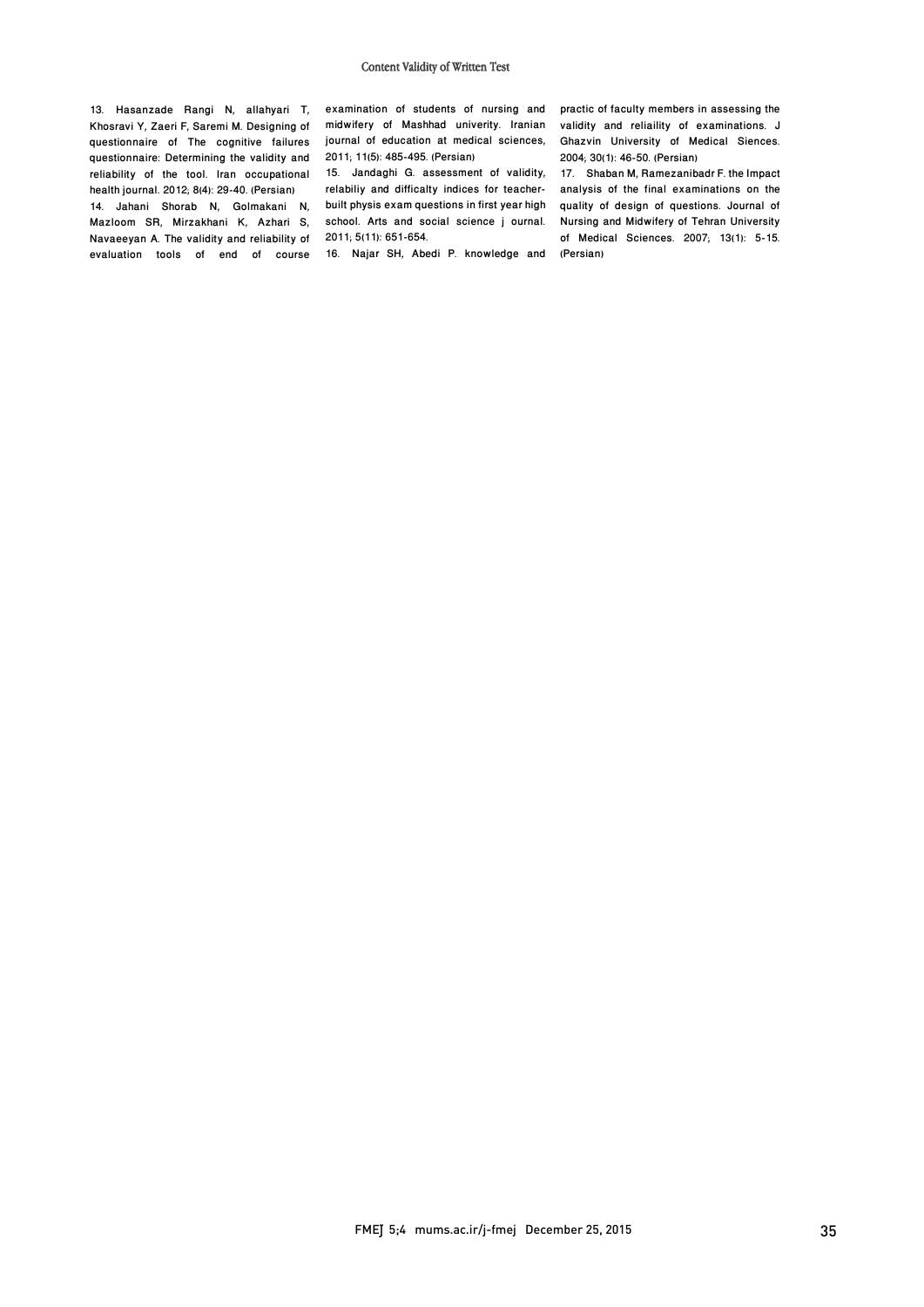13. Hasanzade Rangi N, allahyari T, Khosravi Y, Zaeri F, Saremi M. Designing of questionnaire of The cognitive failures questionnaire: Determining the validity and reliability of the tool. Iran occupational health journal. 2012; 8(4): 29-40. (Persian)

14. Jahani Shorab N, Golmakani N, Mazloom SR, Mirzakhani K, Azhari S, Navaeeyan A. The validity and reliability of evaluation tools of end of course examination of students of nursing and midwifery of Mashhad univerity. Iranian journal of education at medical sciences, 2011; 11(5): 485-495. (Persian)

15. Jandaghi G. assessment of validity, relabiliy and difficalty indices for teacher-built physis exam questions in first year high school. Arts and social science j ournal. 2011; 5(11): 651-654.

16. Najar SH, Abedi P. knowledge and practic of faculty members in assessing the validity and reliaility of examinations. J Ghazvin University of Medical Siences. 2004; 30(1): 46-50. (Persian)

17. Shaban M, Ramezanibadr F. the Impact analysis of the final examinations on the quality of design of questions. Journal of Nursing and Midwifery of Tehran University of Medical Sciences. 2007; 13(1): 5-15. (Persian)